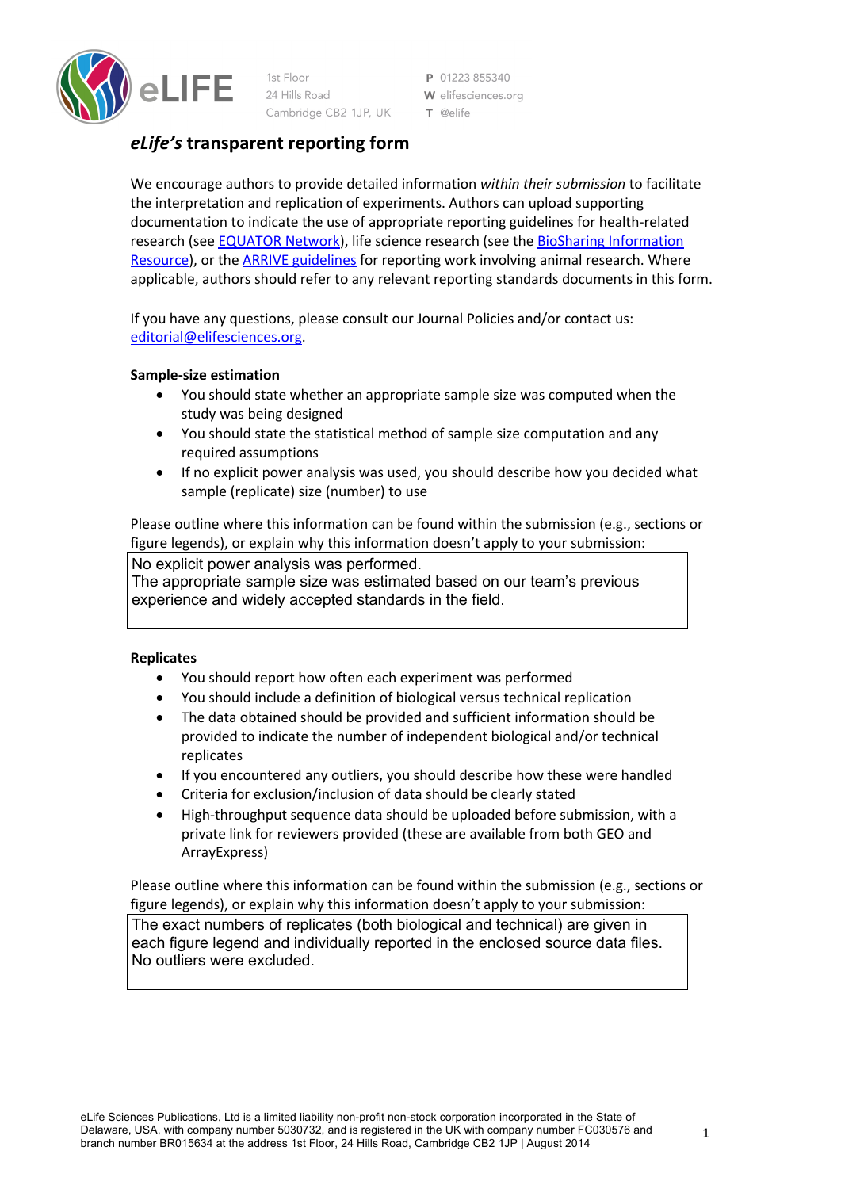1st Floor
24 Hills Road
Cambridge CB2 1JP, UK

P 01223 855340
W elifesciences.org
T @elife

# *eLife's* transparent reporting form

We encourage authors to provide detailed information *within their submission* to facilitate the interpretation and replication of experiments. Authors can upload supporting documentation to indicate the use of appropriate reporting guidelines for health-related research (see EQUATOR Network), life science research (see the BioSharing Information Resource), or the ARRIVE guidelines for reporting work involving animal research. Where applicable, authors should refer to any relevant reporting standards documents in this form.

If you have any questions, please consult our Journal Policies and/or contact us: editorial@elifesciences.org.

**Sample-size estimation**

- You should state whether an appropriate sample size was computed when the study was being designed
- You should state the statistical method of sample size computation and any required assumptions
- If no explicit power analysis was used, you should describe how you decided what sample (replicate) size (number) to use

Please outline where this information can be found within the submission (e.g., sections or figure legends), or explain why this information doesn't apply to your submission:

No explicit power analysis was performed.
The appropriate sample size was estimated based on our team's previous experience and widely accepted standards in the field.

**Replicates**

- You should report how often each experiment was performed
- You should include a definition of biological versus technical replication
- The data obtained should be provided and sufficient information should be provided to indicate the number of independent biological and/or technical replicates
- If you encountered any outliers, you should describe how these were handled
- Criteria for exclusion/inclusion of data should be clearly stated
- High-throughput sequence data should be uploaded before submission, with a private link for reviewers provided (these are available from both GEO and ArrayExpress)

Please outline where this information can be found within the submission (e.g., sections or figure legends), or explain why this information doesn't apply to your submission:

The exact numbers of replicates (both biological and technical) are given in each figure legend and individually reported in the enclosed source data files.
No outliers were excluded.

eLife Sciences Publications, Ltd is a limited liability non-profit non-stock corporation incorporated in the State of Delaware, USA, with company number 5030732, and is registered in the UK with company number FC030576 and branch number BR015634 at the address 1st Floor, 24 Hills Road, Cambridge CB2 1JP | August 2014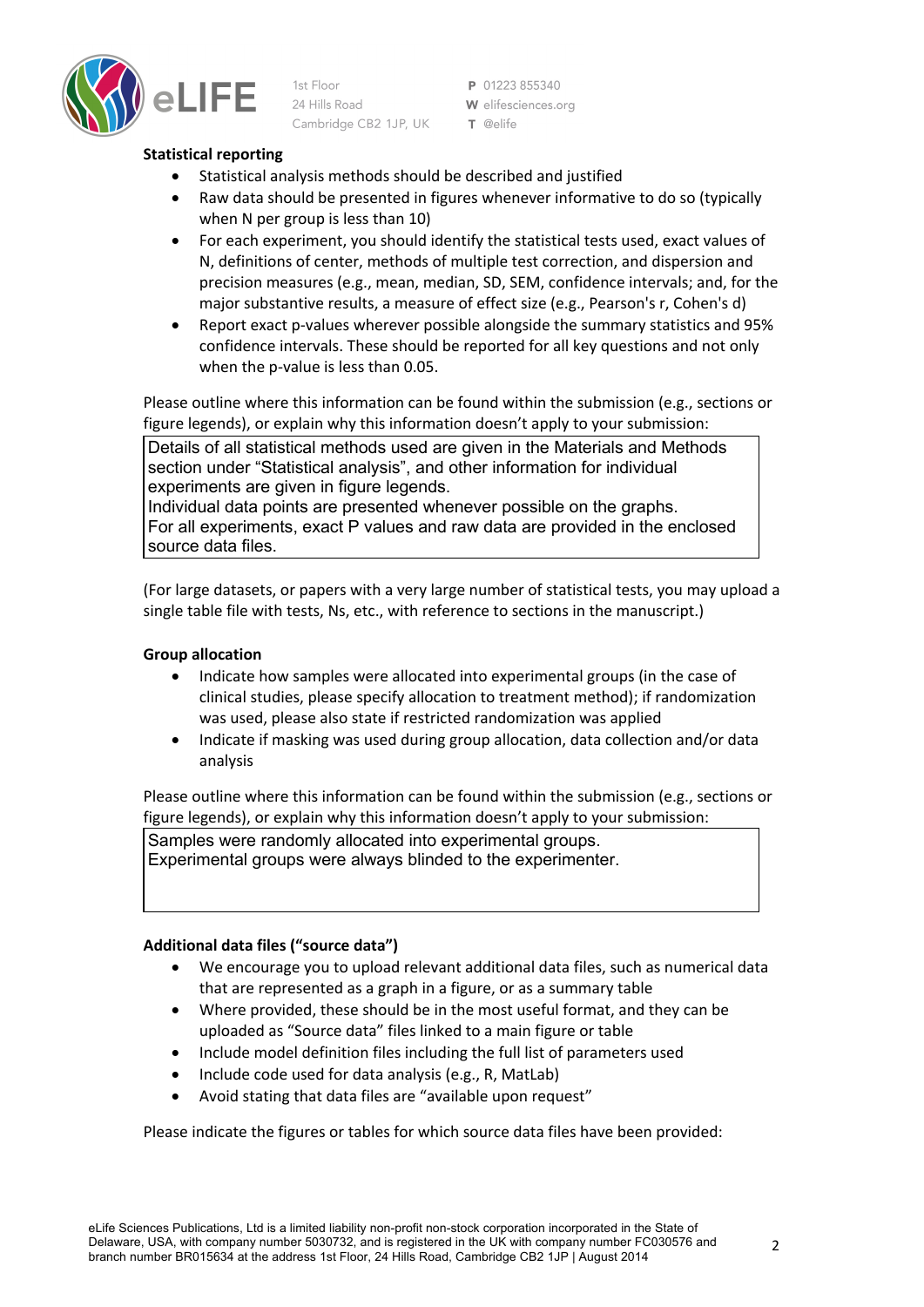**Statistical reporting**

- Statistical analysis methods should be described and justified
- Raw data should be presented in figures whenever informative to do so (typically when N per group is less than 10)
- For each experiment, you should identify the statistical tests used, exact values of N, definitions of center, methods of multiple test correction, and dispersion and precision measures (e.g., mean, median, SD, SEM, confidence intervals; and, for the major substantive results, a measure of effect size (e.g., Pearson's r, Cohen's d)
- Report exact p-values wherever possible alongside the summary statistics and 95% confidence intervals. These should be reported for all key questions and not only when the p-value is less than 0.05.

Please outline where this information can be found within the submission (e.g., sections or figure legends), or explain why this information doesn't apply to your submission:

Details of all statistical methods used are given in the Materials and Methods section under "Statistical analysis", and other information for individual experiments are given in figure legends.
Individual data points are presented whenever possible on the graphs.
For all experiments, exact P values and raw data are provided in the enclosed source data files.

(For large datasets, or papers with a very large number of statistical tests, you may upload a single table file with tests, Ns, etc., with reference to sections in the manuscript.)

**Group allocation**

- Indicate how samples were allocated into experimental groups (in the case of clinical studies, please specify allocation to treatment method); if randomization was used, please also state if restricted randomization was applied
- Indicate if masking was used during group allocation, data collection and/or data analysis

Please outline where this information can be found within the submission (e.g., sections or figure legends), or explain why this information doesn't apply to your submission:

Samples were randomly allocated into experimental groups.
Experimental groups were always blinded to the experimenter.

**Additional data files ("source data")**

- We encourage you to upload relevant additional data files, such as numerical data that are represented as a graph in a figure, or as a summary table
- Where provided, these should be in the most useful format, and they can be uploaded as "Source data" files linked to a main figure or table
- Include model definition files including the full list of parameters used
- Include code used for data analysis (e.g., R, MatLab)
- Avoid stating that data files are "available upon request"

Please indicate the figures or tables for which source data files have been provided: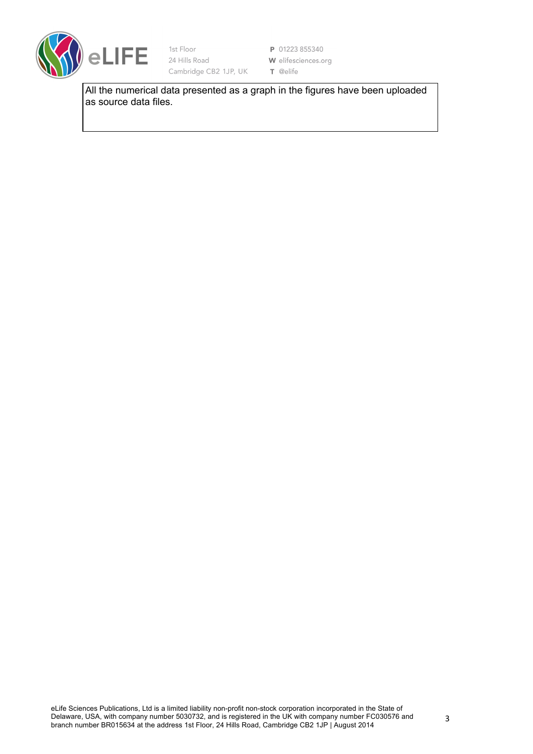All the numerical data presented as a graph in the figures have been uploaded as source data files.